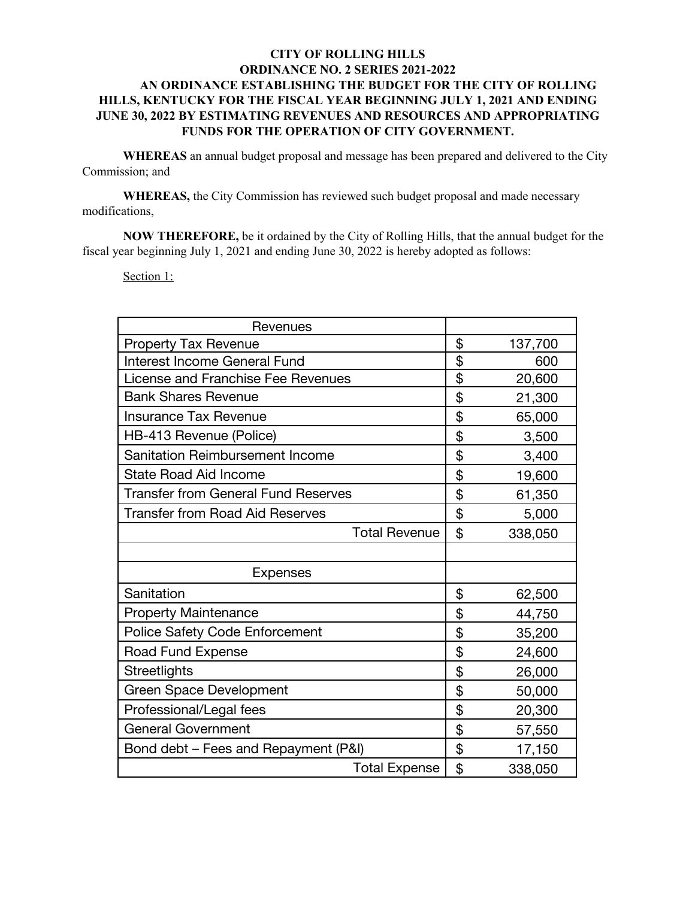**CITY OF ROLLING HILLS**
**ORDINANCE NO. 2 SERIES 2021-2022**
**AN ORDINANCE ESTABLISHING THE BUDGET FOR THE CITY OF ROLLING HILLS, KENTUCKY FOR THE FISCAL YEAR BEGINNING JULY 1, 2021 AND ENDING JUNE 30, 2022 BY ESTIMATING REVENUES AND RESOURCES AND APPROPRIATING FUNDS FOR THE OPERATION OF CITY GOVERNMENT.**

**WHEREAS** an annual budget proposal and message has been prepared and delivered to the City Commission; and

**WHEREAS,** the City Commission has reviewed such budget proposal and made necessary modifications,

**NOW THEREFORE,** be it ordained by the City of Rolling Hills, that the annual budget for the fiscal year beginning July 1, 2021 and ending June 30, 2022 is hereby adopted as follows:

Section 1:

| Revenues | |
|---|---|
| Property Tax Revenue | $ 137,700 |
| Interest Income General Fund | $ 600 |
| License and Franchise Fee Revenues | $ 20,600 |
| Bank Shares Revenue | $ 21,300 |
| Insurance Tax Revenue | $ 65,000 |
| HB-413 Revenue (Police) | $ 3,500 |
| Sanitation Reimbursement Income | $ 3,400 |
| State Road Aid Income | $ 19,600 |
| Transfer from General Fund Reserves | $ 61,350 |
| Transfer from Road Aid Reserves | $ 5,000 |
| Total Revenue | $ 338,050 |
| | |
| Expenses | |
| Sanitation | $ 62,500 |
| Property Maintenance | $ 44,750 |
| Police Safety Code Enforcement | $ 35,200 |
| Road Fund Expense | $ 24,600 |
| Streetlights | $ 26,000 |
| Green Space Development | $ 50,000 |
| Professional/Legal fees | $ 20,300 |
| General Government | $ 57,550 |
| Bond debt – Fees and Repayment (P&I) | $ 17,150 |
| Total Expense | $ 338,050 |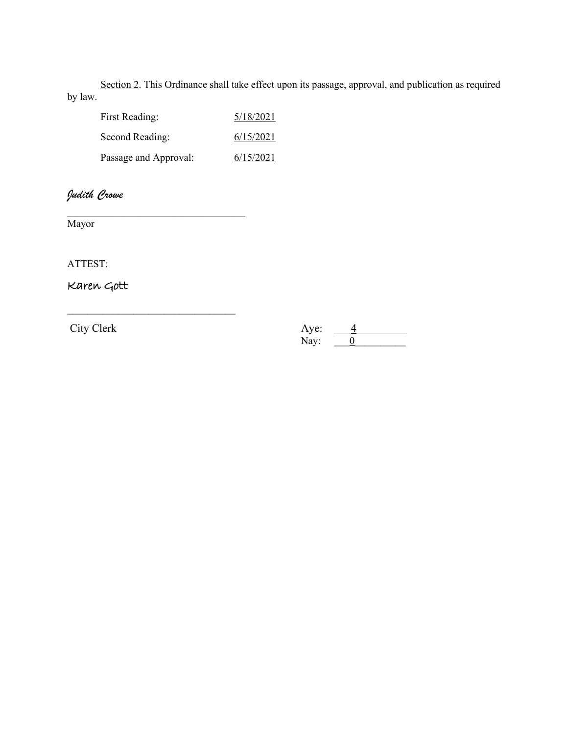Section 2. This Ordinance shall take effect upon its passage, approval, and publication as required by law.

| | |
|---|---|
| First Reading: | 5/18/2021 |
| Second Reading: | 6/15/2021 |
| Passage and Approval: | 6/15/2021 |

*Judith Crowe*

___________________________________

Mayor

ATTEST:

Karen Gott

___________________________________

City Clerk

Aye: 4

Nay: 0